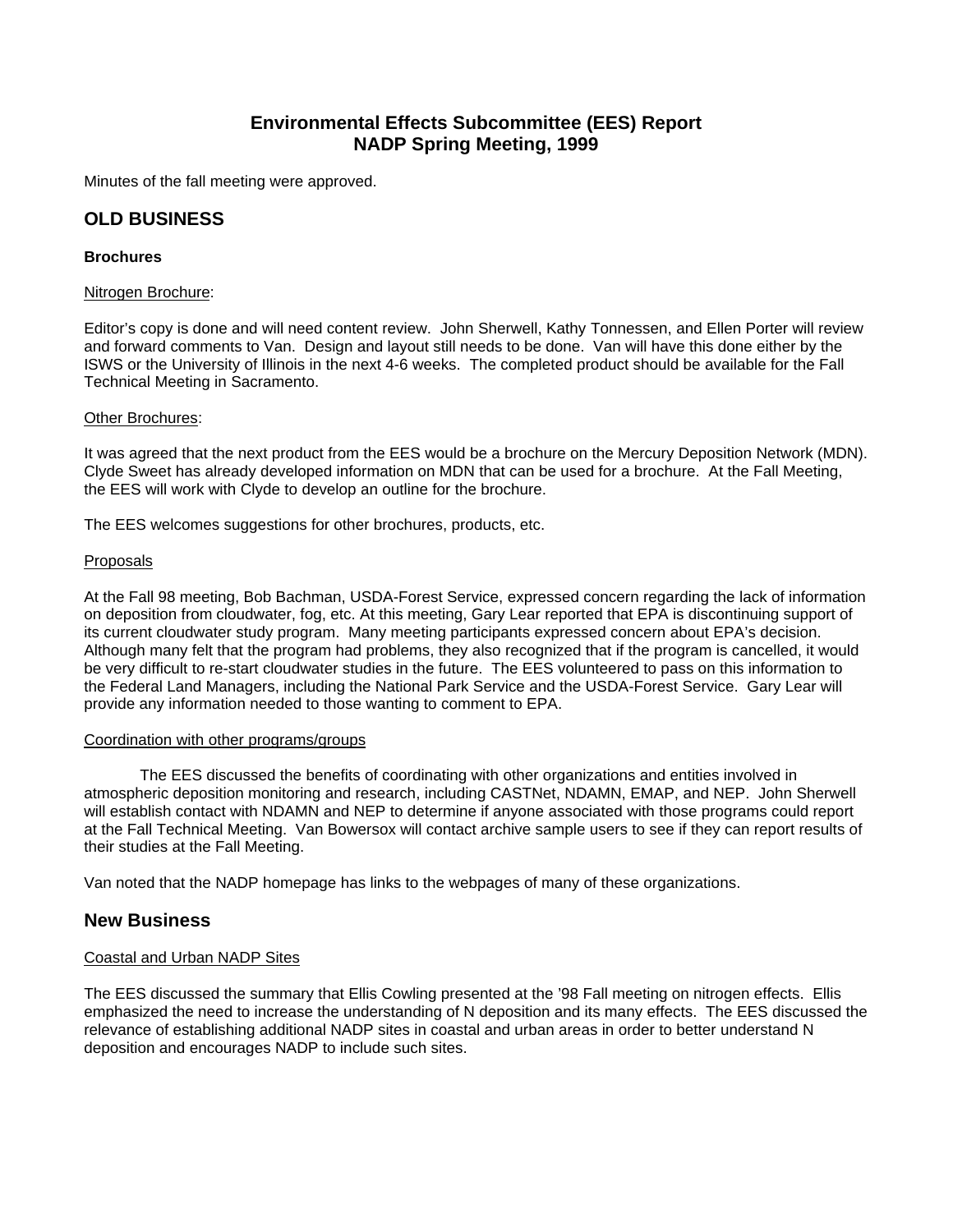# Environmental Effects Subcommittee (EES) Report
# NADP Spring Meeting, 1999

Minutes of the fall meeting were approved.

## OLD BUSINESS

### Brochures

<u>Nitrogen Brochure</u>:

Editor's copy is done and will need content review. John Sherwell, Kathy Tonnessen, and Ellen Porter will review and forward comments to Van. Design and layout still needs to be done. Van will have this done either by the ISWS or the University of Illinois in the next 4-6 weeks. The completed product should be available for the Fall Technical Meeting in Sacramento.

<u>Other Brochures</u>:

It was agreed that the next product from the EES would be a brochure on the Mercury Deposition Network (MDN). Clyde Sweet has already developed information on MDN that can be used for a brochure. At the Fall Meeting, the EES will work with Clyde to develop an outline for the brochure.

The EES welcomes suggestions for other brochures, products, etc.

<u>Proposals</u>

At the Fall 98 meeting, Bob Bachman, USDA-Forest Service, expressed concern regarding the lack of information on deposition from cloudwater, fog, etc. At this meeting, Gary Lear reported that EPA is discontinuing support of its current cloudwater study program. Many meeting participants expressed concern about EPA's decision. Although many felt that the program had problems, they also recognized that if the program is cancelled, it would be very difficult to re-start cloudwater studies in the future. The EES volunteered to pass on this information to the Federal Land Managers, including the National Park Service and the USDA-Forest Service. Gary Lear will provide any information needed to those wanting to comment to EPA.

<u>Coordination with other programs/groups</u>

The EES discussed the benefits of coordinating with other organizations and entities involved in atmospheric deposition monitoring and research, including CASTNet, NDAMN, EMAP, and NEP. John Sherwell will establish contact with NDAMN and NEP to determine if anyone associated with those programs could report at the Fall Technical Meeting. Van Bowersox will contact archive sample users to see if they can report results of their studies at the Fall Meeting.

Van noted that the NADP homepage has links to the webpages of many of these organizations.

## New Business

<u>Coastal and Urban NADP Sites</u>

The EES discussed the summary that Ellis Cowling presented at the '98 Fall meeting on nitrogen effects. Ellis emphasized the need to increase the understanding of N deposition and its many effects. The EES discussed the relevance of establishing additional NADP sites in coastal and urban areas in order to better understand N deposition and encourages NADP to include such sites.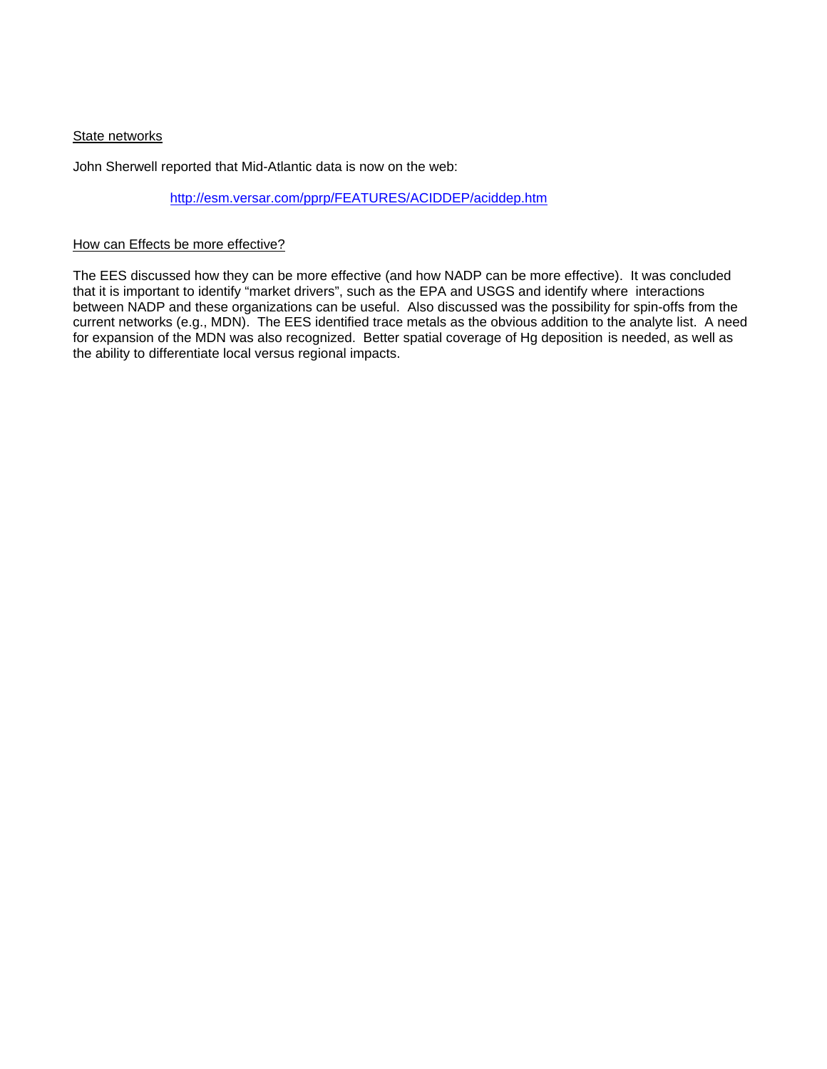State networks

John Sherwell reported that Mid-Atlantic data is now on the web:

http://esm.versar.com/pprp/FEATURES/ACIDDEP/aciddep.htm

How can Effects be more effective?

The EES discussed how they can be more effective (and how NADP can be more effective). It was concluded that it is important to identify "market drivers", such as the EPA and USGS and identify where interactions between NADP and these organizations can be useful. Also discussed was the possibility for spin-offs from the current networks (e.g., MDN). The EES identified trace metals as the obvious addition to the analyte list. A need for expansion of the MDN was also recognized. Better spatial coverage of Hg deposition is needed, as well as the ability to differentiate local versus regional impacts.